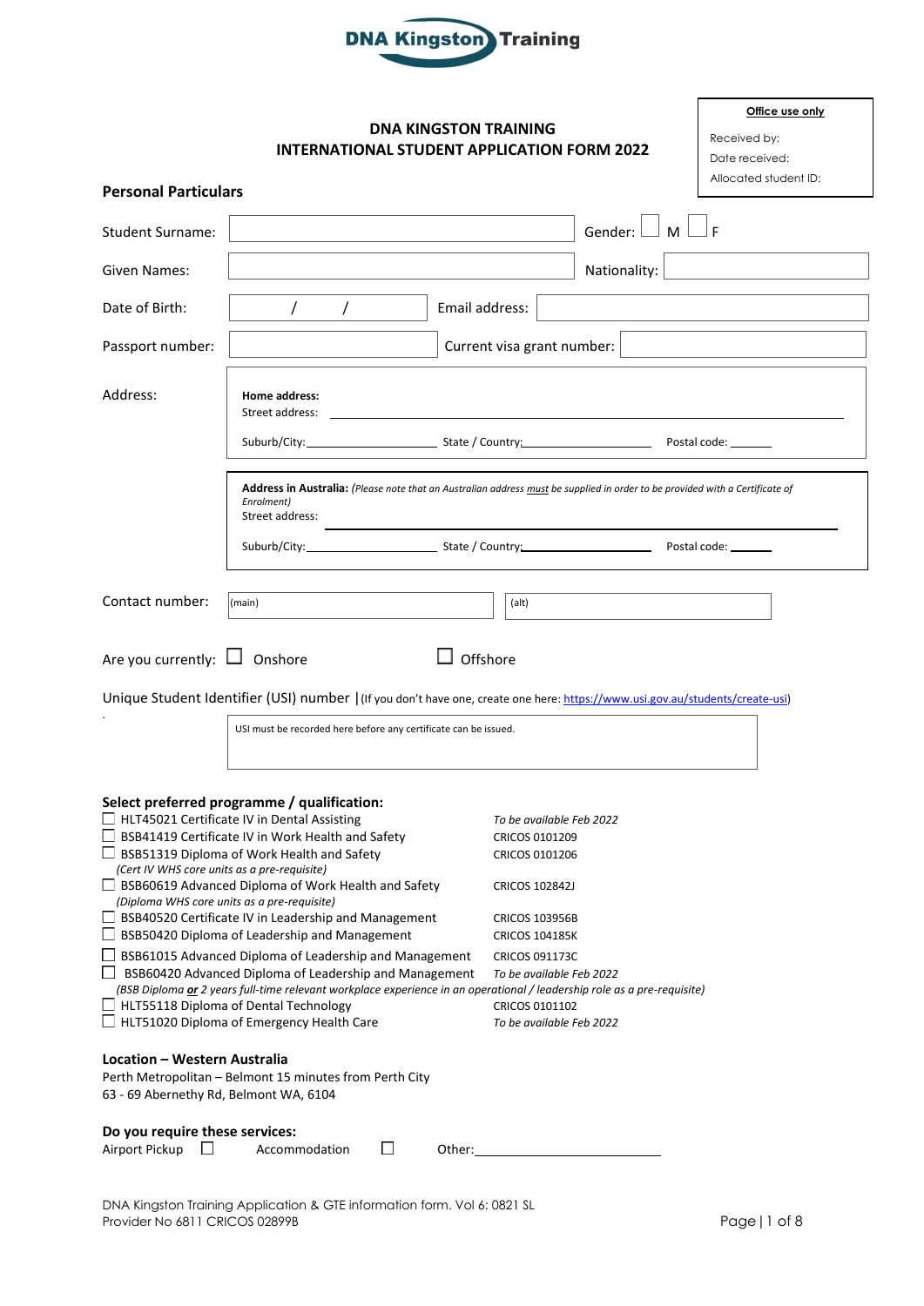DNA Kingston Training

**Office use only**

Received by:

Date received:

Allocated student ID:

# DNA KINGSTON TRAINING
# INTERNATIONAL STUDENT APPLICATION FORM 2022

## Personal Particulars

Student Surname: ______________________ Gender: ☐ M ☐ F

Given Names: ______________________ Nationality: ______________________

Date of Birth: / / Email address: ______________________

Passport number: ______________________ Current visa grant number: ______________________

Address:

**Home address:**
Street address: ______________________
Suburb/City: __________ State / Country: __________ Postal code: ______

**Address in Australia:** *(Please note that an Australian address must be supplied in order to be provided with a Certificate of Enrolment)*
Street address: ______________________
Suburb/City: __________ State / Country: __________ Postal code: ______

Contact number: (main) ______________________ (alt) ______________________

Are you currently: ☐ Onshore ☐ Offshore

Unique Student Identifier (USI) number | (If you don't have one, create one here: https://www.usi.gov.au/students/create-usi)

USI must be recorded here before any certificate can be issued.

**Select preferred programme / qualification:**

| Programme / qualification | CRICOS |
|---|---|
| ☐ HLT45021 Certificate IV in Dental Assisting | *To be available Feb 2022* |
| ☐ BSB41419 Certificate IV in Work Health and Safety | CRICOS 0101209 |
| ☐ BSB51319 Diploma of Work Health and Safety *(Cert IV WHS core units as a pre-requisite)* | CRICOS 0101206 |
| ☐ BSB60619 Advanced Diploma of Work Health and Safety *(Diploma WHS core units as a pre-requisite)* | CRICOS 102842J |
| ☐ BSB40520 Certificate IV in Leadership and Management | CRICOS 103956B |
| ☐ BSB50420 Diploma of Leadership and Management | CRICOS 104185K |
| ☐ BSB61015 Advanced Diploma of Leadership and Management | CRICOS 091173C |
| ☐ BSB60420 Advanced Diploma of Leadership and Management *(BSB Diploma **or** 2 years full-time relevant workplace experience in an operational / leadership role as a pre-requisite)* | *To be available Feb 2022* |
| ☐ HLT55118 Diploma of Dental Technology | CRICOS 0101102 |
| ☐ HLT51020 Diploma of Emergency Health Care | *To be available Feb 2022* |

**Location – Western Australia**

Perth Metropolitan – Belmont 15 minutes from Perth City
63 - 69 Abernethy Rd, Belmont WA, 6104

**Do you require these services:**

Airport Pickup ☐ Accommodation ☐ Other: ______________________

DNA Kingston Training Application & GTE information form. Vol 6: 0821 SL
Provider No 6811 CRICOS 02899B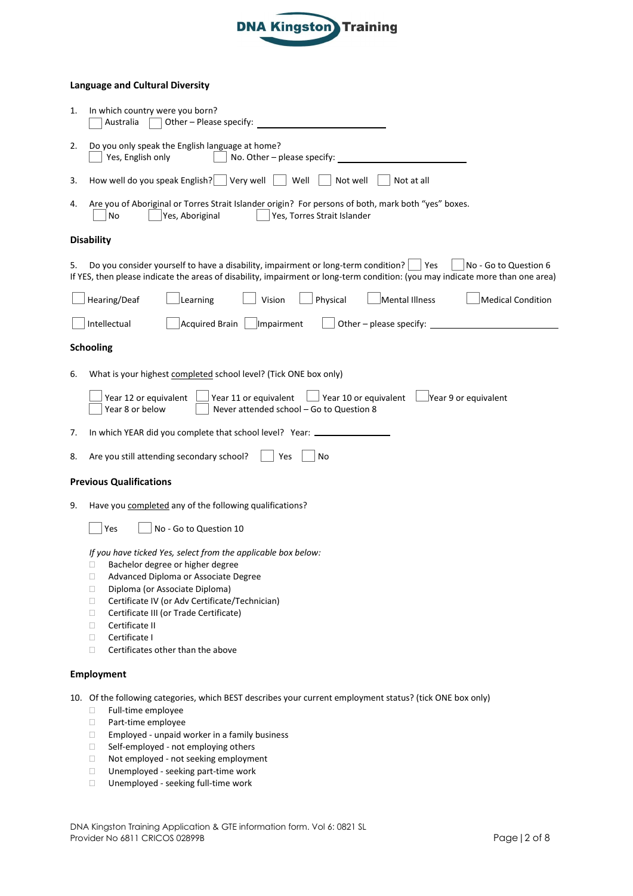## Language and Cultural Diversity

1. In which country were you born?
   ☐ Australia ☐ Other – Please specify: ____________________

2. Do you only speak the English language at home?
   ☐ Yes, English only ☐ No. Other – please specify: ____________________

3. How well do you speak English? ☐ Very well ☐ Well ☐ Not well ☐ Not at all

4. Are you of Aboriginal or Torres Strait Islander origin? For persons of both, mark both "yes" boxes.
   ☐ No ☐ Yes, Aboriginal ☐ Yes, Torres Strait Islander

## Disability

5. Do you consider yourself to have a disability, impairment or long-term condition? ☐ Yes ☐ No - Go to Question 6

If YES, then please indicate the areas of disability, impairment or long-term condition: (you may indicate more than one area)

☐ Hearing/Deaf ☐ Learning ☐ Vision ☐ Physical ☐ Mental Illness ☐ Medical Condition

☐ Intellectual ☐ Acquired Brain ☐ Impairment ☐ Other – please specify: ____________________

## Schooling

6. What is your highest completed school level? (Tick ONE box only)

   ☐ Year 12 or equivalent ☐ Year 11 or equivalent ☐ Year 10 or equivalent ☐ Year 9 or equivalent
   ☐ Year 8 or below ☐ Never attended school – Go to Question 8

7. In which YEAR did you complete that school level? Year: ____________

8. Are you still attending secondary school? ☐ Yes ☐ No

## Previous Qualifications

9. Have you completed any of the following qualifications?

   ☐ Yes ☐ No - Go to Question 10

   *If you have ticked Yes, select from the applicable box below:*
   - ☐ Bachelor degree or higher degree
   - ☐ Advanced Diploma or Associate Degree
   - ☐ Diploma (or Associate Diploma)
   - ☐ Certificate IV (or Adv Certificate/Technician)
   - ☐ Certificate III (or Trade Certificate)
   - ☐ Certificate II
   - ☐ Certificate I
   - ☐ Certificates other than the above

## Employment

10. Of the following categories, which BEST describes your current employment status? (tick ONE box only)
    - ☐ Full-time employee
    - ☐ Part-time employee
    - ☐ Employed - unpaid worker in a family business
    - ☐ Self-employed - not employing others
    - ☐ Not employed - not seeking employment
    - ☐ Unemployed - seeking part-time work
    - ☐ Unemployed - seeking full-time work

DNA Kingston Training Application & GTE information form. Vol 6: 0821 SL
Provider No 6811 CRICOS 02899B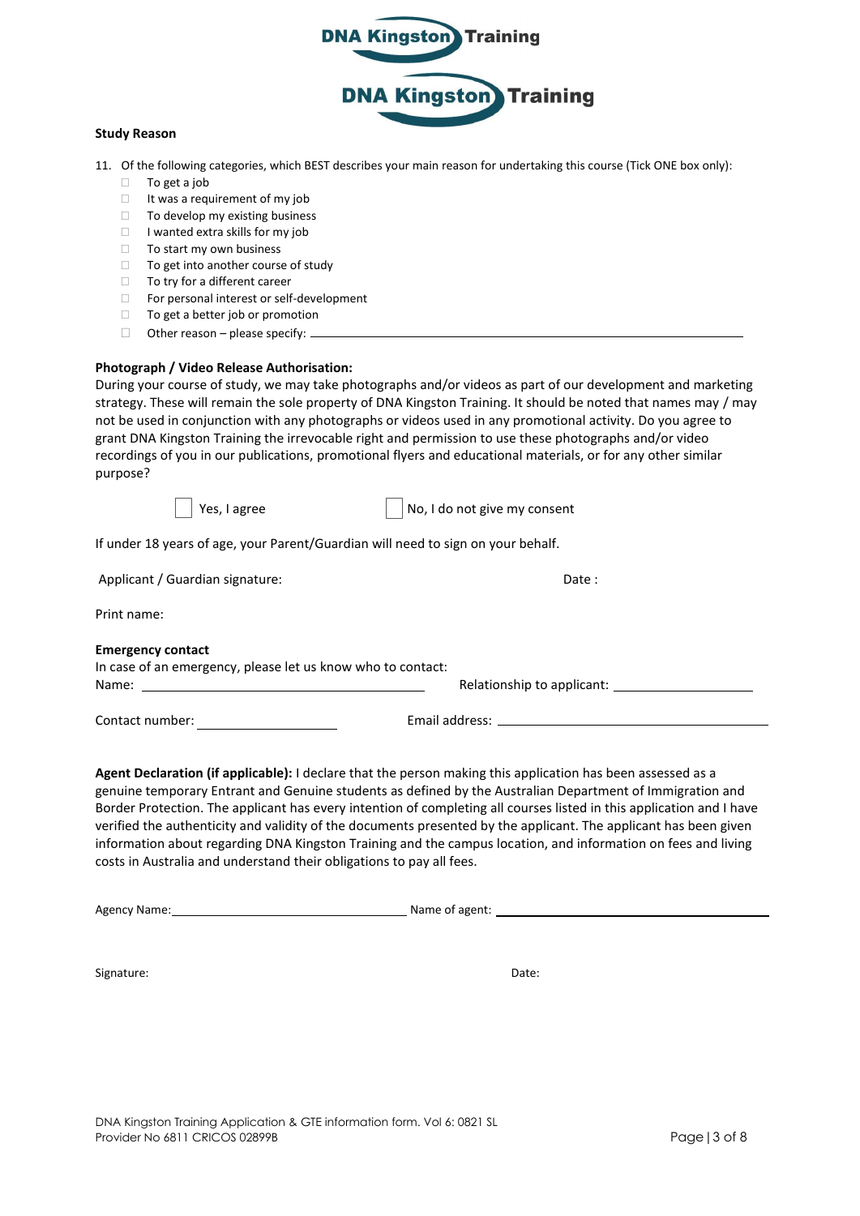### Study Reason

11. Of the following categories, which BEST describes your main reason for undertaking this course (Tick ONE box only):
    - ☐ To get a job
    - ☐ It was a requirement of my job
    - ☐ To develop my existing business
    - ☐ I wanted extra skills for my job
    - ☐ To start my own business
    - ☐ To get into another course of study
    - ☐ To try for a different career
    - ☐ For personal interest or self-development
    - ☐ To get a better job or promotion
    - ☐ Other reason – please specify: ______________________________

### Photograph / Video Release Authorisation:

During your course of study, we may take photographs and/or videos as part of our development and marketing strategy. These will remain the sole property of DNA Kingston Training. It should be noted that names may / may not be used in conjunction with any photographs or videos used in any promotional activity. Do you agree to grant DNA Kingston Training the irrevocable right and permission to use these photographs and/or video recordings of you in our publications, promotional flyers and educational materials, or for any other similar purpose?

☐ Yes, I agree ☐ No, I do not give my consent

If under 18 years of age, your Parent/Guardian will need to sign on your behalf.

Applicant / Guardian signature: Date :

Print name:

### Emergency contact

In case of an emergency, please let us know who to contact:

Name: ______________________________ Relationship to applicant: ____________________

Contact number: ____________________ Email address: ______________________________

**Agent Declaration (if applicable):** I declare that the person making this application has been assessed as a genuine temporary Entrant and Genuine students as defined by the Australian Department of Immigration and Border Protection. The applicant has every intention of completing all courses listed in this application and I have verified the authenticity and validity of the documents presented by the applicant. The applicant has been given information about regarding DNA Kingston Training and the campus location, and information on fees and living costs in Australia and understand their obligations to pay all fees.

Agency Name: ______________________________ Name of agent: ______________________________

Signature: Date:

DNA Kingston Training Application & GTE information form. Vol 6: 0821 SL
Provider No 6811 CRICOS 02899B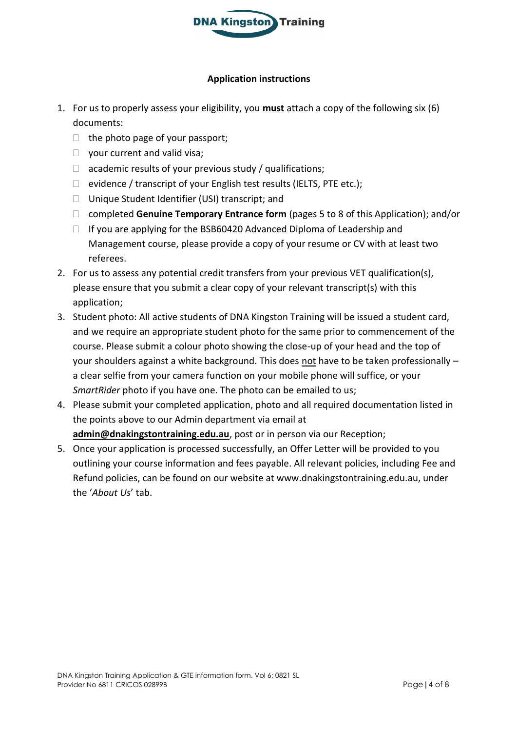## Application instructions

1. For us to properly assess your eligibility, you **must** attach a copy of the following six (6) documents:
   - ☐ the photo page of your passport;
   - ☐ your current and valid visa;
   - ☐ academic results of your previous study / qualifications;
   - ☐ evidence / transcript of your English test results (IELTS, PTE etc.);
   - ☐ Unique Student Identifier (USI) transcript; and
   - ☐ completed **Genuine Temporary Entrance form** (pages 5 to 8 of this Application); and/or
   - ☐ If you are applying for the BSB60420 Advanced Diploma of Leadership and Management course, please provide a copy of your resume or CV with at least two referees.
2. For us to assess any potential credit transfers from your previous VET qualification(s), please ensure that you submit a clear copy of your relevant transcript(s) with this application;
3. Student photo: All active students of DNA Kingston Training will be issued a student card, and we require an appropriate student photo for the same prior to commencement of the course. Please submit a colour photo showing the close-up of your head and the top of your shoulders against a white background. This does not have to be taken professionally – a clear selfie from your camera function on your mobile phone will suffice, or your *SmartRider* photo if you have one. The photo can be emailed to us;
4. Please submit your completed application, photo and all required documentation listed in the points above to our Admin department via email at **admin@dnakingstontraining.edu.au**, post or in person via our Reception;
5. Once your application is processed successfully, an Offer Letter will be provided to you outlining your course information and fees payable. All relevant policies, including Fee and Refund policies, can be found on our website at www.dnakingstontraining.edu.au, under the '*About Us*' tab.

DNA Kingston Training Application & GTE information form. Vol 6: 0821 SL
Provider No 6811 CRICOS 02899B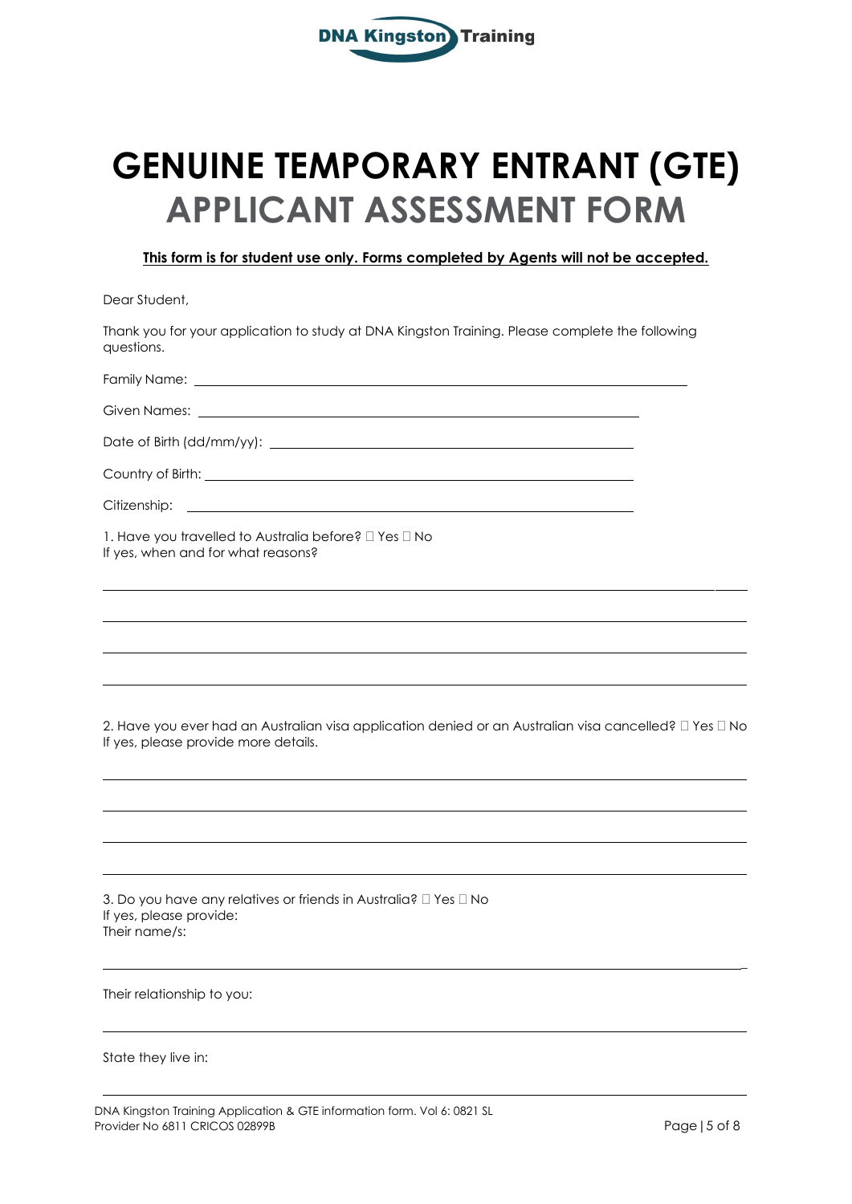# GENUINE TEMPORARY ENTRANT (GTE) APPLICANT ASSESSMENT FORM

**This form is for student use only. Forms completed by Agents will not be accepted.**

Dear Student,

Thank you for your application to study at DNA Kingston Training. Please complete the following questions.

Family Name: ______________________________________________

Given Names: ______________________________________________

Date of Birth (dd/mm/yy): ______________________________________________

Country of Birth: ______________________________________________

Citizenship: ______________________________________________

1. Have you travelled to Australia before? ☐ Yes ☐ No
If yes, when and for what reasons?

______________________________________________

______________________________________________

______________________________________________

______________________________________________

2. Have you ever had an Australian visa application denied or an Australian visa cancelled? ☐ Yes ☐ No
If yes, please provide more details.

______________________________________________

______________________________________________

______________________________________________

______________________________________________

3. Do you have any relatives or friends in Australia? ☐ Yes ☐ No
If yes, please provide:
Their name/s:

______________________________________________

Their relationship to you:

______________________________________________

State they live in:

______________________________________________

DNA Kingston Training Application & GTE information form. Vol 6: 0821 SL
Provider No 6811 CRICOS 02899B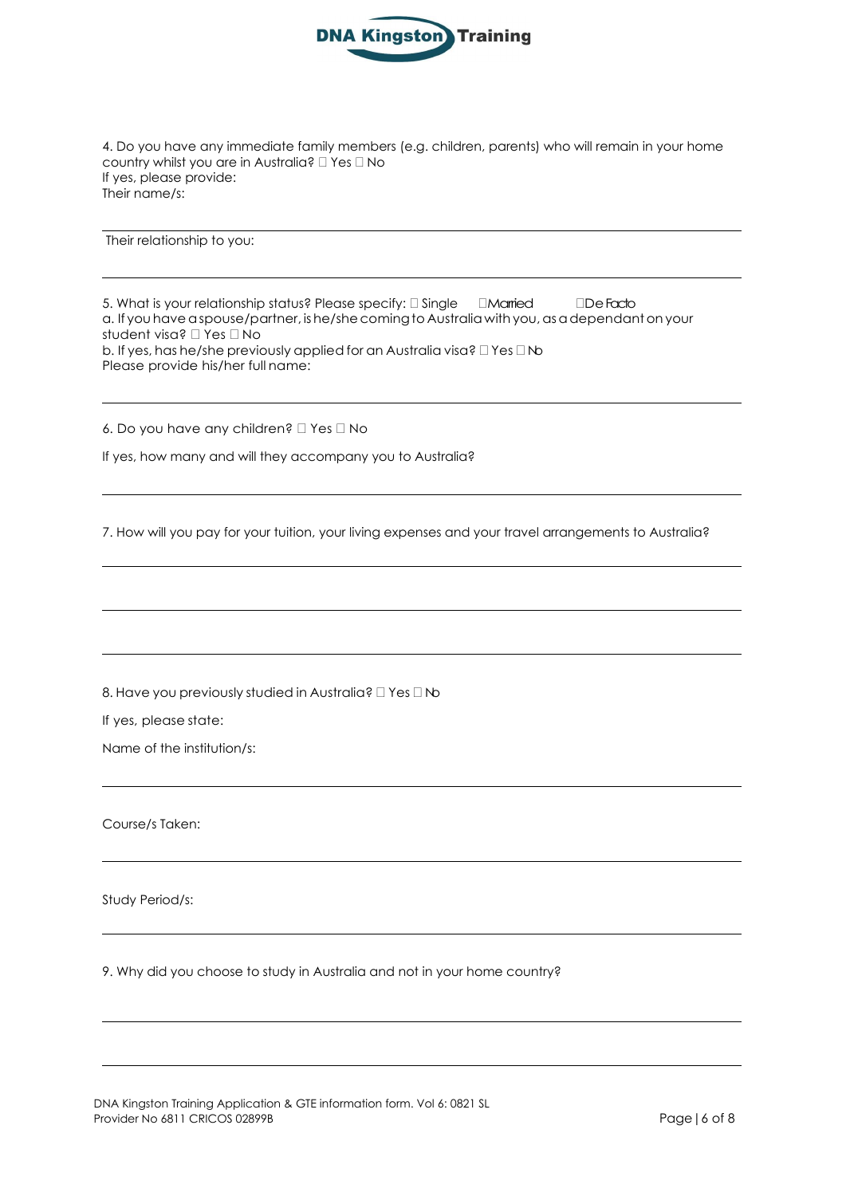4. Do you have any immediate family members (e.g. children, parents) who will remain in your home country whilst you are in Australia? ☐ Yes ☐ No
If yes, please provide:
Their name/s:

---

Their relationship to you:

---

5. What is your relationship status? Please specify: ☐ Single ☐ Married ☐ De Facto
a. If you have a spouse/partner, is he/she coming to Australia with you, as a dependant on your student visa? ☐ Yes ☐ No
b. If yes, has he/she previously applied for an Australia visa? ☐ Yes ☐ No
Please provide his/her full name:

---

6. Do you have any children? ☐ Yes ☐ No

If yes, how many and will they accompany you to Australia?

---

7. How will you pay for your tuition, your living expenses and your travel arrangements to Australia?

---

---

---

8. Have you previously studied in Australia? ☐ Yes ☐ No

If yes, please state:

Name of the institution/s:

---

Course/s Taken:

---

Study Period/s:

---

9. Why did you choose to study in Australia and not in your home country?

---

---

DNA Kingston Training Application & GTE information form. Vol 6: 0821 SL
Provider No 6811 CRICOS 02899B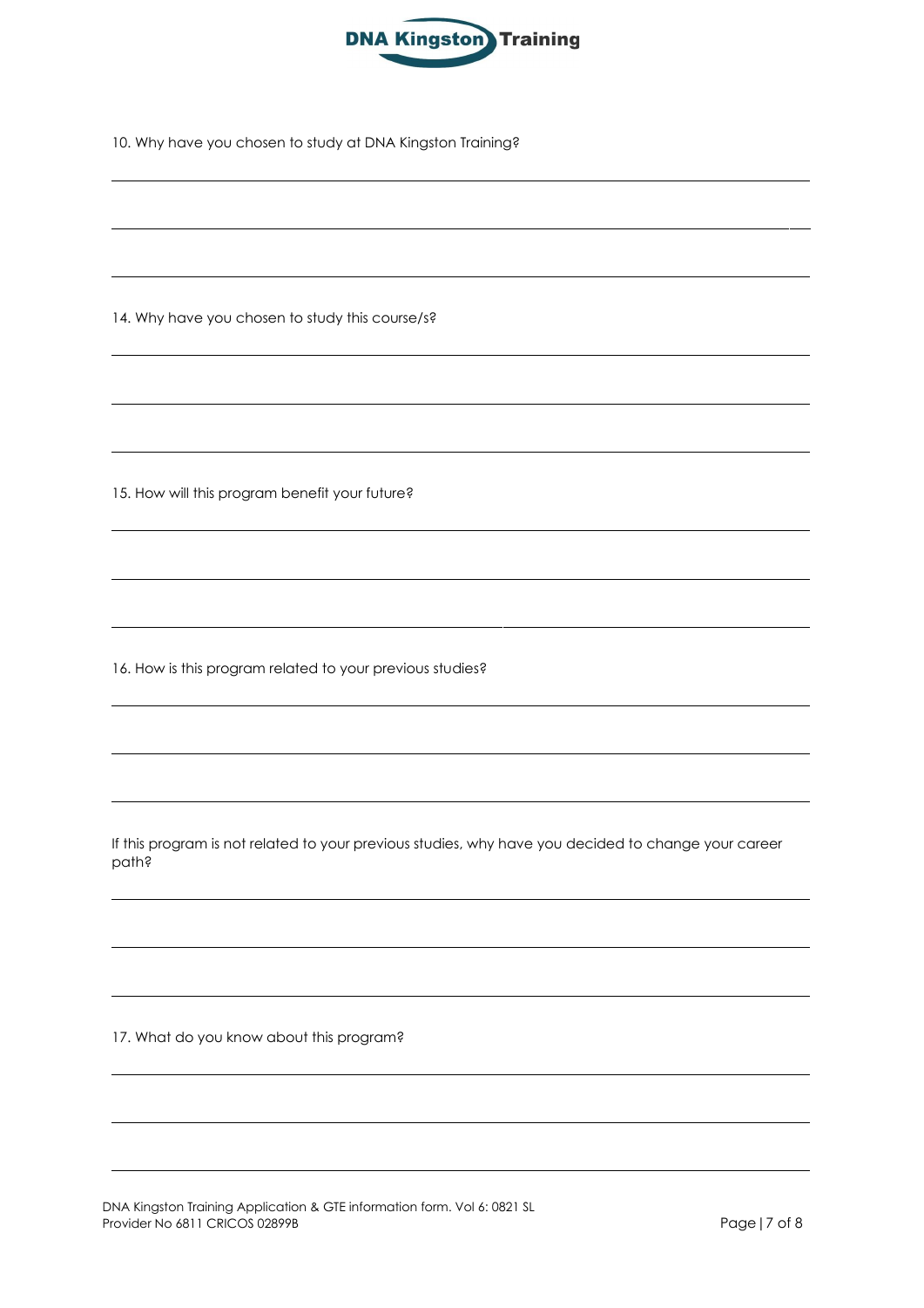10. Why have you chosen to study at DNA Kingston Training?

\_\_\_\_\_\_\_\_\_\_\_\_\_\_\_\_\_\_\_\_\_\_\_\_\_\_\_\_\_\_\_\_\_\_\_\_\_\_\_\_\_\_\_\_\_\_\_\_\_\_\_\_\_\_\_\_\_\_\_\_\_\_\_\_\_\_\_\_\_\_\_\_\_\_\_\_\_\_

\_\_\_\_\_\_\_\_\_\_\_\_\_\_\_\_\_\_\_\_\_\_\_\_\_\_\_\_\_\_\_\_\_\_\_\_\_\_\_\_\_\_\_\_\_\_\_\_\_\_\_\_\_\_\_\_\_\_\_\_\_\_\_\_\_\_\_\_\_\_\_\_\_\_\_\_\_\_

\_\_\_\_\_\_\_\_\_\_\_\_\_\_\_\_\_\_\_\_\_\_\_\_\_\_\_\_\_\_\_\_\_\_\_\_\_\_\_\_\_\_\_\_\_\_\_\_\_\_\_\_\_\_\_\_\_\_\_\_\_\_\_\_\_\_\_\_\_\_\_\_\_\_\_\_\_\_

14. Why have you chosen to study this course/s?

\_\_\_\_\_\_\_\_\_\_\_\_\_\_\_\_\_\_\_\_\_\_\_\_\_\_\_\_\_\_\_\_\_\_\_\_\_\_\_\_\_\_\_\_\_\_\_\_\_\_\_\_\_\_\_\_\_\_\_\_\_\_\_\_\_\_\_\_\_\_\_\_\_\_\_\_\_\_

\_\_\_\_\_\_\_\_\_\_\_\_\_\_\_\_\_\_\_\_\_\_\_\_\_\_\_\_\_\_\_\_\_\_\_\_\_\_\_\_\_\_\_\_\_\_\_\_\_\_\_\_\_\_\_\_\_\_\_\_\_\_\_\_\_\_\_\_\_\_\_\_\_\_\_\_\_\_

\_\_\_\_\_\_\_\_\_\_\_\_\_\_\_\_\_\_\_\_\_\_\_\_\_\_\_\_\_\_\_\_\_\_\_\_\_\_\_\_\_\_\_\_\_\_\_\_\_\_\_\_\_\_\_\_\_\_\_\_\_\_\_\_\_\_\_\_\_\_\_\_\_\_\_\_\_\_

15. How will this program benefit your future?

\_\_\_\_\_\_\_\_\_\_\_\_\_\_\_\_\_\_\_\_\_\_\_\_\_\_\_\_\_\_\_\_\_\_\_\_\_\_\_\_\_\_\_\_\_\_\_\_\_\_\_\_\_\_\_\_\_\_\_\_\_\_\_\_\_\_\_\_\_\_\_\_\_\_\_\_\_\_

\_\_\_\_\_\_\_\_\_\_\_\_\_\_\_\_\_\_\_\_\_\_\_\_\_\_\_\_\_\_\_\_\_\_\_\_\_\_\_\_\_\_\_\_\_\_\_\_\_\_\_\_\_\_\_\_\_\_\_\_\_\_\_\_\_\_\_\_\_\_\_\_\_\_\_\_\_\_

\_\_\_\_\_\_\_\_\_\_\_\_\_\_\_\_\_\_\_\_\_\_\_\_\_\_\_\_\_\_\_\_\_\_\_\_\_\_\_\_\_\_\_\_\_\_\_\_\_\_\_\_\_\_\_\_\_\_\_\_\_\_\_\_\_\_\_\_\_\_\_\_\_\_\_\_\_\_

16. How is this program related to your previous studies?

\_\_\_\_\_\_\_\_\_\_\_\_\_\_\_\_\_\_\_\_\_\_\_\_\_\_\_\_\_\_\_\_\_\_\_\_\_\_\_\_\_\_\_\_\_\_\_\_\_\_\_\_\_\_\_\_\_\_\_\_\_\_\_\_\_\_\_\_\_\_\_\_\_\_\_\_\_\_

\_\_\_\_\_\_\_\_\_\_\_\_\_\_\_\_\_\_\_\_\_\_\_\_\_\_\_\_\_\_\_\_\_\_\_\_\_\_\_\_\_\_\_\_\_\_\_\_\_\_\_\_\_\_\_\_\_\_\_\_\_\_\_\_\_\_\_\_\_\_\_\_\_\_\_\_\_\_

\_\_\_\_\_\_\_\_\_\_\_\_\_\_\_\_\_\_\_\_\_\_\_\_\_\_\_\_\_\_\_\_\_\_\_\_\_\_\_\_\_\_\_\_\_\_\_\_\_\_\_\_\_\_\_\_\_\_\_\_\_\_\_\_\_\_\_\_\_\_\_\_\_\_\_\_\_\_

If this program is not related to your previous studies, why have you decided to change your career path?

\_\_\_\_\_\_\_\_\_\_\_\_\_\_\_\_\_\_\_\_\_\_\_\_\_\_\_\_\_\_\_\_\_\_\_\_\_\_\_\_\_\_\_\_\_\_\_\_\_\_\_\_\_\_\_\_\_\_\_\_\_\_\_\_\_\_\_\_\_\_\_\_\_\_\_\_\_\_

\_\_\_\_\_\_\_\_\_\_\_\_\_\_\_\_\_\_\_\_\_\_\_\_\_\_\_\_\_\_\_\_\_\_\_\_\_\_\_\_\_\_\_\_\_\_\_\_\_\_\_\_\_\_\_\_\_\_\_\_\_\_\_\_\_\_\_\_\_\_\_\_\_\_\_\_\_\_

\_\_\_\_\_\_\_\_\_\_\_\_\_\_\_\_\_\_\_\_\_\_\_\_\_\_\_\_\_\_\_\_\_\_\_\_\_\_\_\_\_\_\_\_\_\_\_\_\_\_\_\_\_\_\_\_\_\_\_\_\_\_\_\_\_\_\_\_\_\_\_\_\_\_\_\_\_\_

17. What do you know about this program?

\_\_\_\_\_\_\_\_\_\_\_\_\_\_\_\_\_\_\_\_\_\_\_\_\_\_\_\_\_\_\_\_\_\_\_\_\_\_\_\_\_\_\_\_\_\_\_\_\_\_\_\_\_\_\_\_\_\_\_\_\_\_\_\_\_\_\_\_\_\_\_\_\_\_\_\_\_\_

\_\_\_\_\_\_\_\_\_\_\_\_\_\_\_\_\_\_\_\_\_\_\_\_\_\_\_\_\_\_\_\_\_\_\_\_\_\_\_\_\_\_\_\_\_\_\_\_\_\_\_\_\_\_\_\_\_\_\_\_\_\_\_\_\_\_\_\_\_\_\_\_\_\_\_\_\_\_

\_\_\_\_\_\_\_\_\_\_\_\_\_\_\_\_\_\_\_\_\_\_\_\_\_\_\_\_\_\_\_\_\_\_\_\_\_\_\_\_\_\_\_\_\_\_\_\_\_\_\_\_\_\_\_\_\_\_\_\_\_\_\_\_\_\_\_\_\_\_\_\_\_\_\_\_\_\_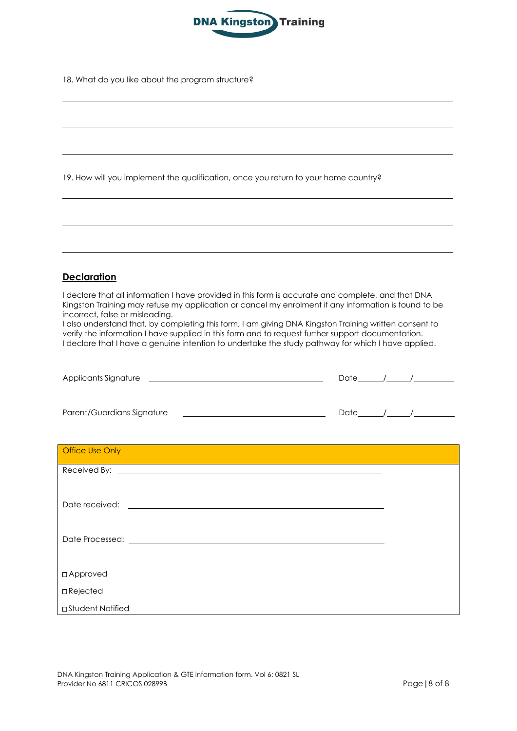18. What do you like about the program structure?

19. How will you implement the qualification, once you return to your home country?

## Declaration

I declare that all information I have provided in this form is accurate and complete, and that DNA Kingston Training may refuse my application or cancel my enrolment if any information is found to be incorrect, false or misleading.
I also understand that, by completing this form, I am giving DNA Kingston Training written consent to verify the information I have supplied in this form and to request further support documentation.
I declare that I have a genuine intention to undertake the study pathway for which I have applied.

Applicants Signature ______________________ Date____/____/______

Parent/Guardians Signature ______________________ Date____/____/______

| Office Use Only |
|---|
| Received By: ______________________ |
| Date received: ______________________ |
| Date Processed: ______________________ |
| ☐ Approved |
| ☐ Rejected |
| ☐ Student Notified |

DNA Kingston Training Application & GTE information form. Vol 6: 0821 SL
Provider No 6811 CRICOS 02899B